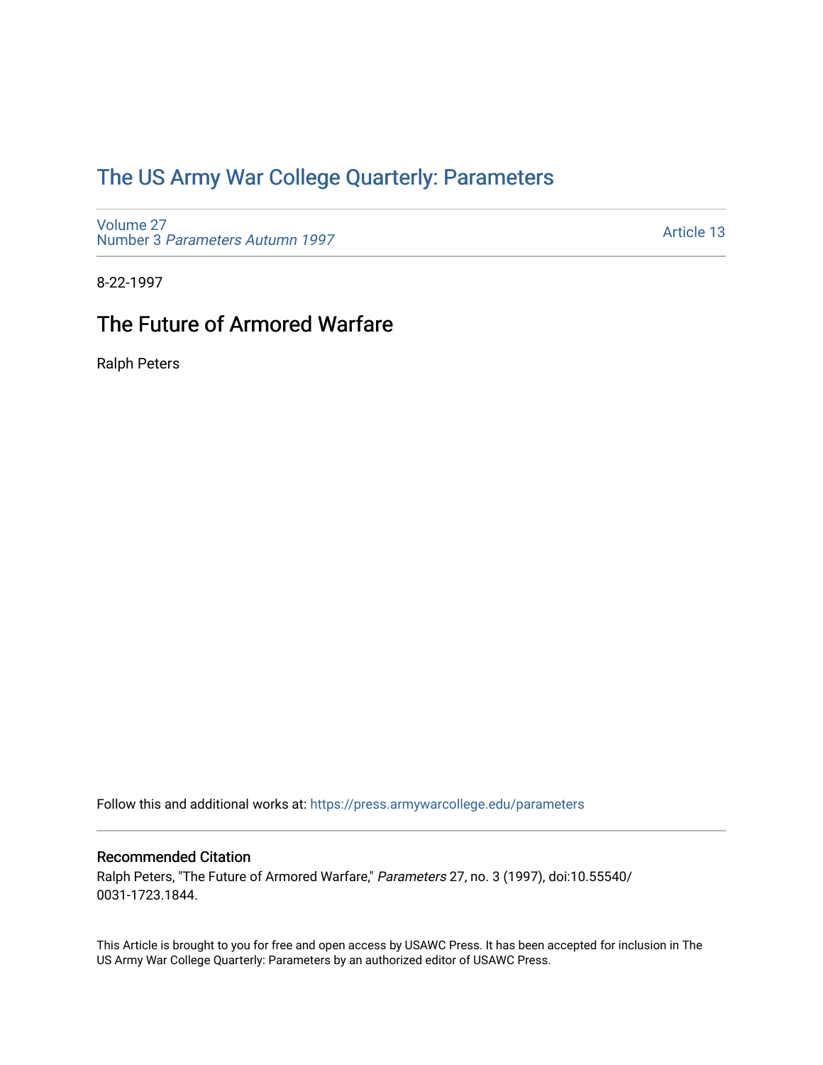# The US Army War College Quarterly: Parameters

Volume 27
Number 3 *Parameters Autumn 1997*

Article 13

8-22-1997

## The Future of Armored Warfare

Ralph Peters

Follow this and additional works at: https://press.armywarcollege.edu/parameters

### Recommended Citation

Ralph Peters, "The Future of Armored Warfare," *Parameters* 27, no. 3 (1997), doi:10.55540/0031-1723.1844.

This Article is brought to you for free and open access by USAWC Press. It has been accepted for inclusion in The US Army War College Quarterly: Parameters by an authorized editor of USAWC Press.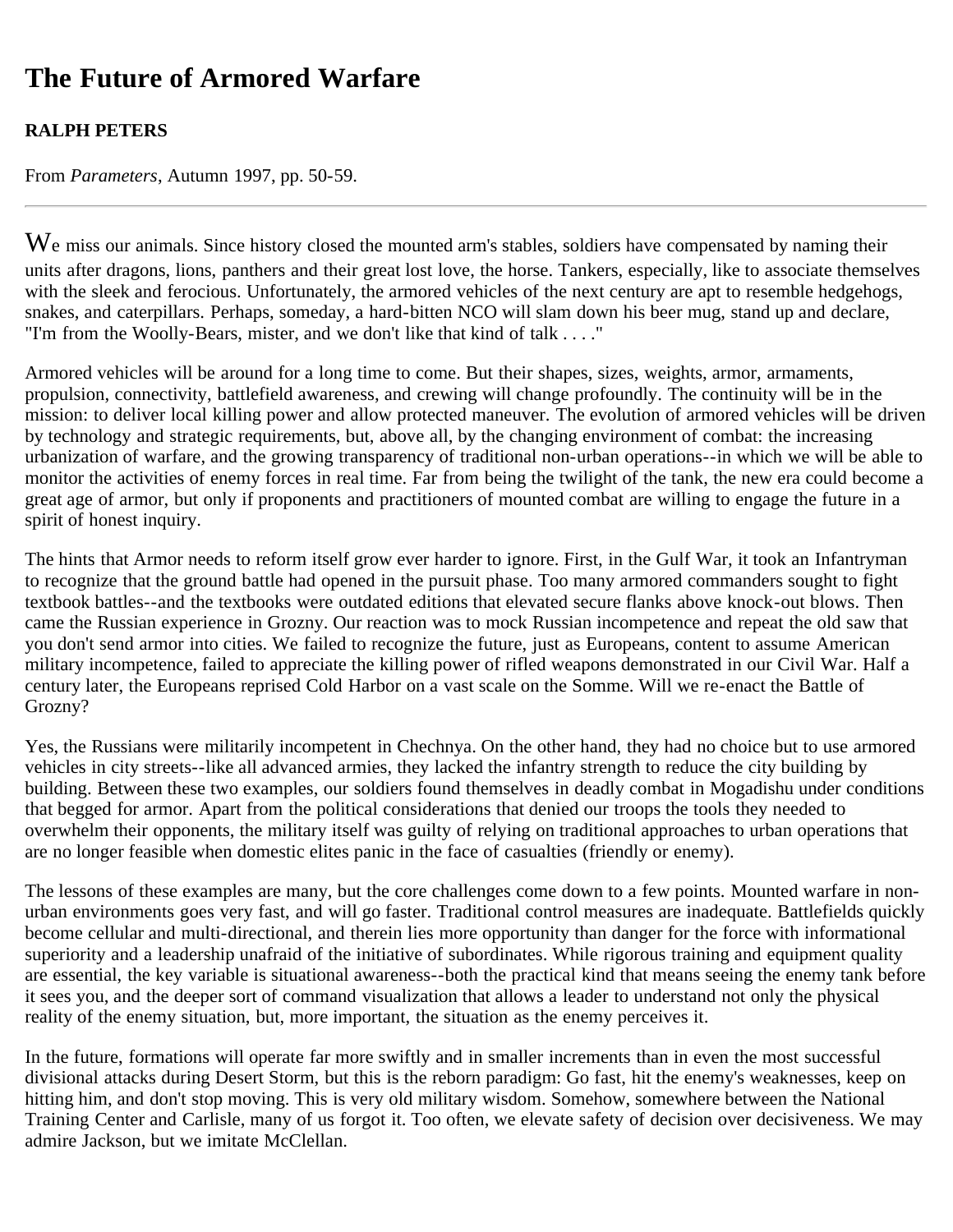# The Future of Armored Warfare

**RALPH PETERS**

From *Parameters*, Autumn 1997, pp. 50-59.

---

We miss our animals. Since history closed the mounted arm's stables, soldiers have compensated by naming their units after dragons, lions, panthers and their great lost love, the horse. Tankers, especially, like to associate themselves with the sleek and ferocious. Unfortunately, the armored vehicles of the next century are apt to resemble hedgehogs, snakes, and caterpillars. Perhaps, someday, a hard-bitten NCO will slam down his beer mug, stand up and declare, "I'm from the Woolly-Bears, mister, and we don't like that kind of talk . . . ."

Armored vehicles will be around for a long time to come. But their shapes, sizes, weights, armor, armaments, propulsion, connectivity, battlefield awareness, and crewing will change profoundly. The continuity will be in the mission: to deliver local killing power and allow protected maneuver. The evolution of armored vehicles will be driven by technology and strategic requirements, but, above all, by the changing environment of combat: the increasing urbanization of warfare, and the growing transparency of traditional non-urban operations--in which we will be able to monitor the activities of enemy forces in real time. Far from being the twilight of the tank, the new era could become a great age of armor, but only if proponents and practitioners of mounted combat are willing to engage the future in a spirit of honest inquiry.

The hints that Armor needs to reform itself grow ever harder to ignore. First, in the Gulf War, it took an Infantryman to recognize that the ground battle had opened in the pursuit phase. Too many armored commanders sought to fight textbook battles--and the textbooks were outdated editions that elevated secure flanks above knock-out blows. Then came the Russian experience in Grozny. Our reaction was to mock Russian incompetence and repeat the old saw that you don't send armor into cities. We failed to recognize the future, just as Europeans, content to assume American military incompetence, failed to appreciate the killing power of rifled weapons demonstrated in our Civil War. Half a century later, the Europeans reprised Cold Harbor on a vast scale on the Somme. Will we re-enact the Battle of Grozny?

Yes, the Russians were militarily incompetent in Chechnya. On the other hand, they had no choice but to use armored vehicles in city streets--like all advanced armies, they lacked the infantry strength to reduce the city building by building. Between these two examples, our soldiers found themselves in deadly combat in Mogadishu under conditions that begged for armor. Apart from the political considerations that denied our troops the tools they needed to overwhelm their opponents, the military itself was guilty of relying on traditional approaches to urban operations that are no longer feasible when domestic elites panic in the face of casualties (friendly or enemy).

The lessons of these examples are many, but the core challenges come down to a few points. Mounted warfare in non-urban environments goes very fast, and will go faster. Traditional control measures are inadequate. Battlefields quickly become cellular and multi-directional, and therein lies more opportunity than danger for the force with informational superiority and a leadership unafraid of the initiative of subordinates. While rigorous training and equipment quality are essential, the key variable is situational awareness--both the practical kind that means seeing the enemy tank before it sees you, and the deeper sort of command visualization that allows a leader to understand not only the physical reality of the enemy situation, but, more important, the situation as the enemy perceives it.

In the future, formations will operate far more swiftly and in smaller increments than in even the most successful divisional attacks during Desert Storm, but this is the reborn paradigm: Go fast, hit the enemy's weaknesses, keep on hitting him, and don't stop moving. This is very old military wisdom. Somehow, somewhere between the National Training Center and Carlisle, many of us forgot it. Too often, we elevate safety of decision over decisiveness. We may admire Jackson, but we imitate McClellan.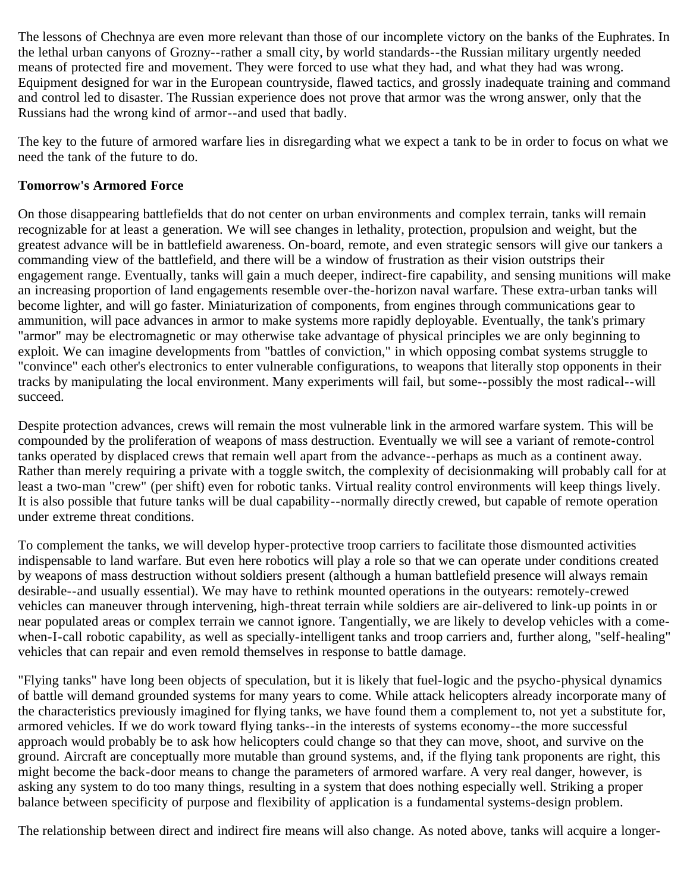The lessons of Chechnya are even more relevant than those of our incomplete victory on the banks of the Euphrates. In the lethal urban canyons of Grozny--rather a small city, by world standards--the Russian military urgently needed means of protected fire and movement. They were forced to use what they had, and what they had was wrong. Equipment designed for war in the European countryside, flawed tactics, and grossly inadequate training and command and control led to disaster. The Russian experience does not prove that armor was the wrong answer, only that the Russians had the wrong kind of armor--and used that badly.

The key to the future of armored warfare lies in disregarding what we expect a tank to be in order to focus on what we need the tank of the future to do.

**Tomorrow's Armored Force**

On those disappearing battlefields that do not center on urban environments and complex terrain, tanks will remain recognizable for at least a generation. We will see changes in lethality, protection, propulsion and weight, but the greatest advance will be in battlefield awareness. On-board, remote, and even strategic sensors will give our tankers a commanding view of the battlefield, and there will be a window of frustration as their vision outstrips their engagement range. Eventually, tanks will gain a much deeper, indirect-fire capability, and sensing munitions will make an increasing proportion of land engagements resemble over-the-horizon naval warfare. These extra-urban tanks will become lighter, and will go faster. Miniaturization of components, from engines through communications gear to ammunition, will pace advances in armor to make systems more rapidly deployable. Eventually, the tank's primary "armor" may be electromagnetic or may otherwise take advantage of physical principles we are only beginning to exploit. We can imagine developments from "battles of conviction," in which opposing combat systems struggle to "convince" each other's electronics to enter vulnerable configurations, to weapons that literally stop opponents in their tracks by manipulating the local environment. Many experiments will fail, but some--possibly the most radical--will succeed.

Despite protection advances, crews will remain the most vulnerable link in the armored warfare system. This will be compounded by the proliferation of weapons of mass destruction. Eventually we will see a variant of remote-control tanks operated by displaced crews that remain well apart from the advance--perhaps as much as a continent away. Rather than merely requiring a private with a toggle switch, the complexity of decisionmaking will probably call for at least a two-man "crew" (per shift) even for robotic tanks. Virtual reality control environments will keep things lively. It is also possible that future tanks will be dual capability--normally directly crewed, but capable of remote operation under extreme threat conditions.

To complement the tanks, we will develop hyper-protective troop carriers to facilitate those dismounted activities indispensable to land warfare. But even here robotics will play a role so that we can operate under conditions created by weapons of mass destruction without soldiers present (although a human battlefield presence will always remain desirable--and usually essential). We may have to rethink mounted operations in the outyears: remotely-crewed vehicles can maneuver through intervening, high-threat terrain while soldiers are air-delivered to link-up points in or near populated areas or complex terrain we cannot ignore. Tangentially, we are likely to develop vehicles with a come-when-I-call robotic capability, as well as specially-intelligent tanks and troop carriers and, further along, "self-healing" vehicles that can repair and even remold themselves in response to battle damage.

"Flying tanks" have long been objects of speculation, but it is likely that fuel-logic and the psycho-physical dynamics of battle will demand grounded systems for many years to come. While attack helicopters already incorporate many of the characteristics previously imagined for flying tanks, we have found them a complement to, not yet a substitute for, armored vehicles. If we do work toward flying tanks--in the interests of systems economy--the more successful approach would probably be to ask how helicopters could change so that they can move, shoot, and survive on the ground. Aircraft are conceptually more mutable than ground systems, and, if the flying tank proponents are right, this might become the back-door means to change the parameters of armored warfare. A very real danger, however, is asking any system to do too many things, resulting in a system that does nothing especially well. Striking a proper balance between specificity of purpose and flexibility of application is a fundamental systems-design problem.

The relationship between direct and indirect fire means will also change. As noted above, tanks will acquire a longer-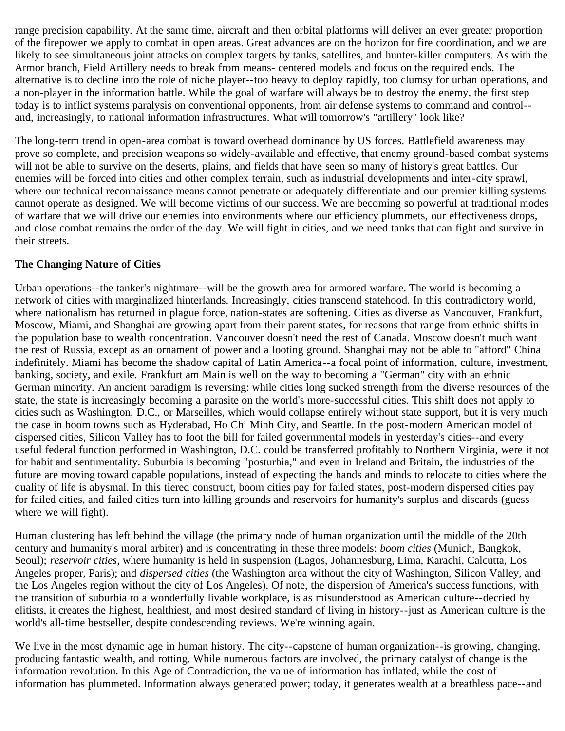range precision capability. At the same time, aircraft and then orbital platforms will deliver an ever greater proportion of the firepower we apply to combat in open areas. Great advances are on the horizon for fire coordination, and we are likely to see simultaneous joint attacks on complex targets by tanks, satellites, and hunter-killer computers. As with the Armor branch, Field Artillery needs to break from means- centered models and focus on the required ends. The alternative is to decline into the role of niche player--too heavy to deploy rapidly, too clumsy for urban operations, and a non-player in the information battle. While the goal of warfare will always be to destroy the enemy, the first step today is to inflict systems paralysis on conventional opponents, from air defense systems to command and control--and, increasingly, to national information infrastructures. What will tomorrow's "artillery" look like?

The long-term trend in open-area combat is toward overhead dominance by US forces. Battlefield awareness may prove so complete, and precision weapons so widely-available and effective, that enemy ground-based combat systems will not be able to survive on the deserts, plains, and fields that have seen so many of history's great battles. Our enemies will be forced into cities and other complex terrain, such as industrial developments and inter-city sprawl, where our technical reconnaissance means cannot penetrate or adequately differentiate and our premier killing systems cannot operate as designed. We will become victims of our success. We are becoming so powerful at traditional modes of warfare that we will drive our enemies into environments where our efficiency plummets, our effectiveness drops, and close combat remains the order of the day. We will fight in cities, and we need tanks that can fight and survive in their streets.

**The Changing Nature of Cities**

Urban operations--the tanker's nightmare--will be the growth area for armored warfare. The world is becoming a network of cities with marginalized hinterlands. Increasingly, cities transcend statehood. In this contradictory world, where nationalism has returned in plague force, nation-states are softening. Cities as diverse as Vancouver, Frankfurt, Moscow, Miami, and Shanghai are growing apart from their parent states, for reasons that range from ethnic shifts in the population base to wealth concentration. Vancouver doesn't need the rest of Canada. Moscow doesn't much want the rest of Russia, except as an ornament of power and a looting ground. Shanghai may not be able to "afford" China indefinitely. Miami has become the shadow capital of Latin America--a focal point of information, culture, investment, banking, society, and exile. Frankfurt am Main is well on the way to becoming a "German" city with an ethnic German minority. An ancient paradigm is reversing: while cities long sucked strength from the diverse resources of the state, the state is increasingly becoming a parasite on the world's more-successful cities. This shift does not apply to cities such as Washington, D.C., or Marseilles, which would collapse entirely without state support, but it is very much the case in boom towns such as Hyderabad, Ho Chi Minh City, and Seattle. In the post-modern American model of dispersed cities, Silicon Valley has to foot the bill for failed governmental models in yesterday's cities--and every useful federal function performed in Washington, D.C. could be transferred profitably to Northern Virginia, were it not for habit and sentimentality. Suburbia is becoming "posturbia," and even in Ireland and Britain, the industries of the future are moving toward capable populations, instead of expecting the hands and minds to relocate to cities where the quality of life is abysmal. In this tiered construct, boom cities pay for failed states, post-modern dispersed cities pay for failed cities, and failed cities turn into killing grounds and reservoirs for humanity's surplus and discards (guess where we will fight).

Human clustering has left behind the village (the primary node of human organization until the middle of the 20th century and humanity's moral arbiter) and is concentrating in these three models: *boom cities* (Munich, Bangkok, Seoul); *reservoir cities*, where humanity is held in suspension (Lagos, Johannesburg, Lima, Karachi, Calcutta, Los Angeles proper, Paris); and *dispersed cities* (the Washington area without the city of Washington, Silicon Valley, and the Los Angeles region without the city of Los Angeles). Of note, the dispersion of America's success functions, with the transition of suburbia to a wonderfully livable workplace, is as misunderstood as American culture--decried by elitists, it creates the highest, healthiest, and most desired standard of living in history--just as American culture is the world's all-time bestseller, despite condescending reviews. We're winning again.

We live in the most dynamic age in human history. The city--capstone of human organization--is growing, changing, producing fantastic wealth, and rotting. While numerous factors are involved, the primary catalyst of change is the information revolution. In this Age of Contradiction, the value of information has inflated, while the cost of information has plummeted. Information always generated power; today, it generates wealth at a breathless pace--and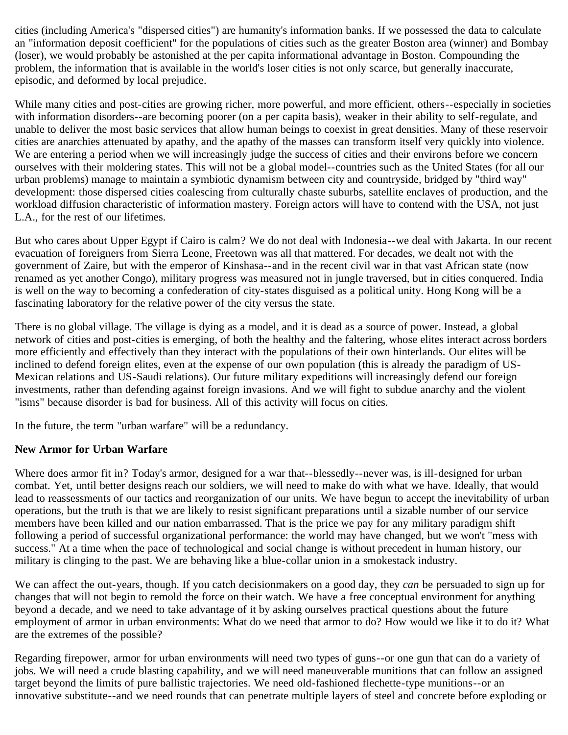cities (including America's "dispersed cities") are humanity's information banks. If we possessed the data to calculate an "information deposit coefficient" for the populations of cities such as the greater Boston area (winner) and Bombay (loser), we would probably be astonished at the per capita informational advantage in Boston. Compounding the problem, the information that is available in the world's loser cities is not only scarce, but generally inaccurate, episodic, and deformed by local prejudice.

While many cities and post-cities are growing richer, more powerful, and more efficient, others--especially in societies with information disorders--are becoming poorer (on a per capita basis), weaker in their ability to self-regulate, and unable to deliver the most basic services that allow human beings to coexist in great densities. Many of these reservoir cities are anarchies attenuated by apathy, and the apathy of the masses can transform itself very quickly into violence. We are entering a period when we will increasingly judge the success of cities and their environs before we concern ourselves with their moldering states. This will not be a global model--countries such as the United States (for all our urban problems) manage to maintain a symbiotic dynamism between city and countryside, bridged by "third way" development: those dispersed cities coalescing from culturally chaste suburbs, satellite enclaves of production, and the workload diffusion characteristic of information mastery. Foreign actors will have to contend with the USA, not just L.A., for the rest of our lifetimes.

But who cares about Upper Egypt if Cairo is calm? We do not deal with Indonesia--we deal with Jakarta. In our recent evacuation of foreigners from Sierra Leone, Freetown was all that mattered. For decades, we dealt not with the government of Zaire, but with the emperor of Kinshasa--and in the recent civil war in that vast African state (now renamed as yet another Congo), military progress was measured not in jungle traversed, but in cities conquered. India is well on the way to becoming a confederation of city-states disguised as a political unity. Hong Kong will be a fascinating laboratory for the relative power of the city versus the state.

There is no global village. The village is dying as a model, and it is dead as a source of power. Instead, a global network of cities and post-cities is emerging, of both the healthy and the faltering, whose elites interact across borders more efficiently and effectively than they interact with the populations of their own hinterlands. Our elites will be inclined to defend foreign elites, even at the expense of our own population (this is already the paradigm of US-Mexican relations and US-Saudi relations). Our future military expeditions will increasingly defend our foreign investments, rather than defending against foreign invasions. And we will fight to subdue anarchy and the violent "isms" because disorder is bad for business. All of this activity will focus on cities.

In the future, the term "urban warfare" will be a redundancy.

**New Armor for Urban Warfare**

Where does armor fit in? Today's armor, designed for a war that--blessedly--never was, is ill-designed for urban combat. Yet, until better designs reach our soldiers, we will need to make do with what we have. Ideally, that would lead to reassessments of our tactics and reorganization of our units. We have begun to accept the inevitability of urban operations, but the truth is that we are likely to resist significant preparations until a sizable number of our service members have been killed and our nation embarrassed. That is the price we pay for any military paradigm shift following a period of successful organizational performance: the world may have changed, but we won't "mess with success." At a time when the pace of technological and social change is without precedent in human history, our military is clinging to the past. We are behaving like a blue-collar union in a smokestack industry.

We can affect the out-years, though. If you catch decisionmakers on a good day, they *can* be persuaded to sign up for changes that will not begin to remold the force on their watch. We have a free conceptual environment for anything beyond a decade, and we need to take advantage of it by asking ourselves practical questions about the future employment of armor in urban environments: What do we need that armor to do? How would we like it to do it? What are the extremes of the possible?

Regarding firepower, armor for urban environments will need two types of guns--or one gun that can do a variety of jobs. We will need a crude blasting capability, and we will need maneuverable munitions that can follow an assigned target beyond the limits of pure ballistic trajectories. We need old-fashioned flechette-type munitions--or an innovative substitute--and we need rounds that can penetrate multiple layers of steel and concrete before exploding or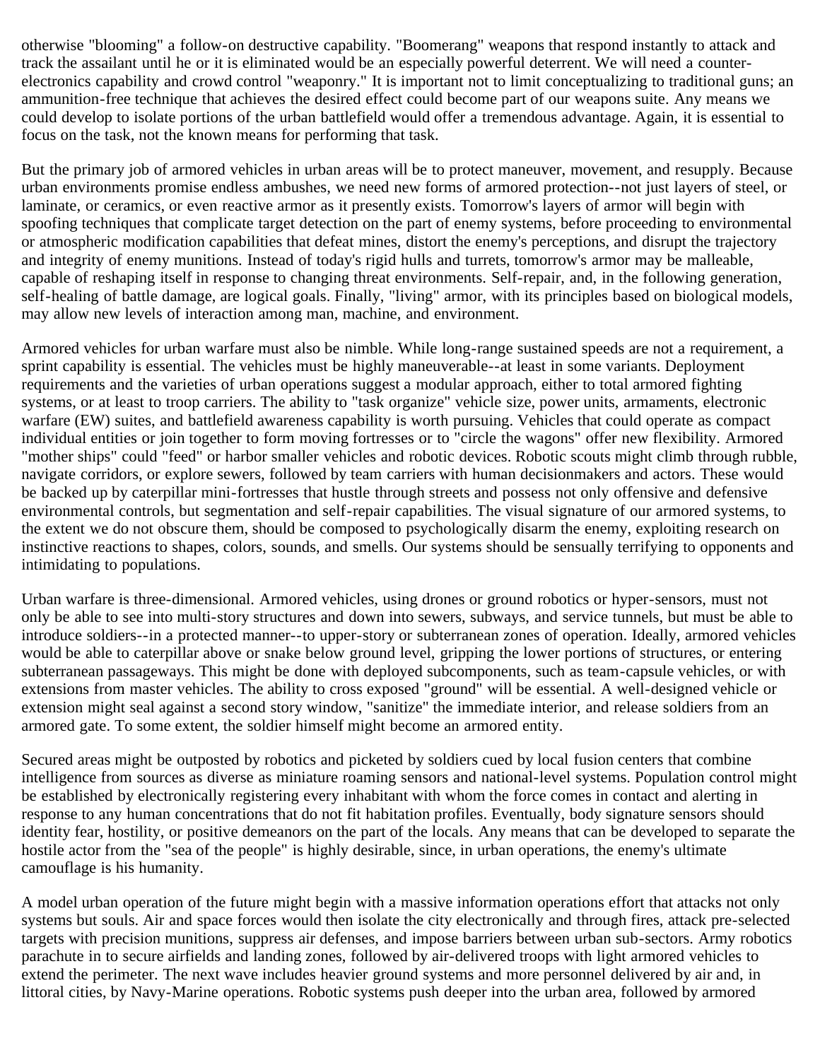otherwise "blooming" a follow-on destructive capability. "Boomerang" weapons that respond instantly to attack and track the assailant until he or it is eliminated would be an especially powerful deterrent. We will need a counter-electronics capability and crowd control "weaponry." It is important not to limit conceptualizing to traditional guns; an ammunition-free technique that achieves the desired effect could become part of our weapons suite. Any means we could develop to isolate portions of the urban battlefield would offer a tremendous advantage. Again, it is essential to focus on the task, not the known means for performing that task.

But the primary job of armored vehicles in urban areas will be to protect maneuver, movement, and resupply. Because urban environments promise endless ambushes, we need new forms of armored protection--not just layers of steel, or laminate, or ceramics, or even reactive armor as it presently exists. Tomorrow's layers of armor will begin with spoofing techniques that complicate target detection on the part of enemy systems, before proceeding to environmental or atmospheric modification capabilities that defeat mines, distort the enemy's perceptions, and disrupt the trajectory and integrity of enemy munitions. Instead of today's rigid hulls and turrets, tomorrow's armor may be malleable, capable of reshaping itself in response to changing threat environments. Self-repair, and, in the following generation, self-healing of battle damage, are logical goals. Finally, "living" armor, with its principles based on biological models, may allow new levels of interaction among man, machine, and environment.

Armored vehicles for urban warfare must also be nimble. While long-range sustained speeds are not a requirement, a sprint capability is essential. The vehicles must be highly maneuverable--at least in some variants. Deployment requirements and the varieties of urban operations suggest a modular approach, either to total armored fighting systems, or at least to troop carriers. The ability to "task organize" vehicle size, power units, armaments, electronic warfare (EW) suites, and battlefield awareness capability is worth pursuing. Vehicles that could operate as compact individual entities or join together to form moving fortresses or to "circle the wagons" offer new flexibility. Armored "mother ships" could "feed" or harbor smaller vehicles and robotic devices. Robotic scouts might climb through rubble, navigate corridors, or explore sewers, followed by team carriers with human decisionmakers and actors. These would be backed up by caterpillar mini-fortresses that hustle through streets and possess not only offensive and defensive environmental controls, but segmentation and self-repair capabilities. The visual signature of our armored systems, to the extent we do not obscure them, should be composed to psychologically disarm the enemy, exploiting research on instinctive reactions to shapes, colors, sounds, and smells. Our systems should be sensually terrifying to opponents and intimidating to populations.

Urban warfare is three-dimensional. Armored vehicles, using drones or ground robotics or hyper-sensors, must not only be able to see into multi-story structures and down into sewers, subways, and service tunnels, but must be able to introduce soldiers--in a protected manner--to upper-story or subterranean zones of operation. Ideally, armored vehicles would be able to caterpillar above or snake below ground level, gripping the lower portions of structures, or entering subterranean passageways. This might be done with deployed subcomponents, such as team-capsule vehicles, or with extensions from master vehicles. The ability to cross exposed "ground" will be essential. A well-designed vehicle or extension might seal against a second story window, "sanitize" the immediate interior, and release soldiers from an armored gate. To some extent, the soldier himself might become an armored entity.

Secured areas might be outposted by robotics and picketed by soldiers cued by local fusion centers that combine intelligence from sources as diverse as miniature roaming sensors and national-level systems. Population control might be established by electronically registering every inhabitant with whom the force comes in contact and alerting in response to any human concentrations that do not fit habitation profiles. Eventually, body signature sensors should identity fear, hostility, or positive demeanors on the part of the locals. Any means that can be developed to separate the hostile actor from the "sea of the people" is highly desirable, since, in urban operations, the enemy's ultimate camouflage is his humanity.

A model urban operation of the future might begin with a massive information operations effort that attacks not only systems but souls. Air and space forces would then isolate the city electronically and through fires, attack pre-selected targets with precision munitions, suppress air defenses, and impose barriers between urban sub-sectors. Army robotics parachute in to secure airfields and landing zones, followed by air-delivered troops with light armored vehicles to extend the perimeter. The next wave includes heavier ground systems and more personnel delivered by air and, in littoral cities, by Navy-Marine operations. Robotic systems push deeper into the urban area, followed by armored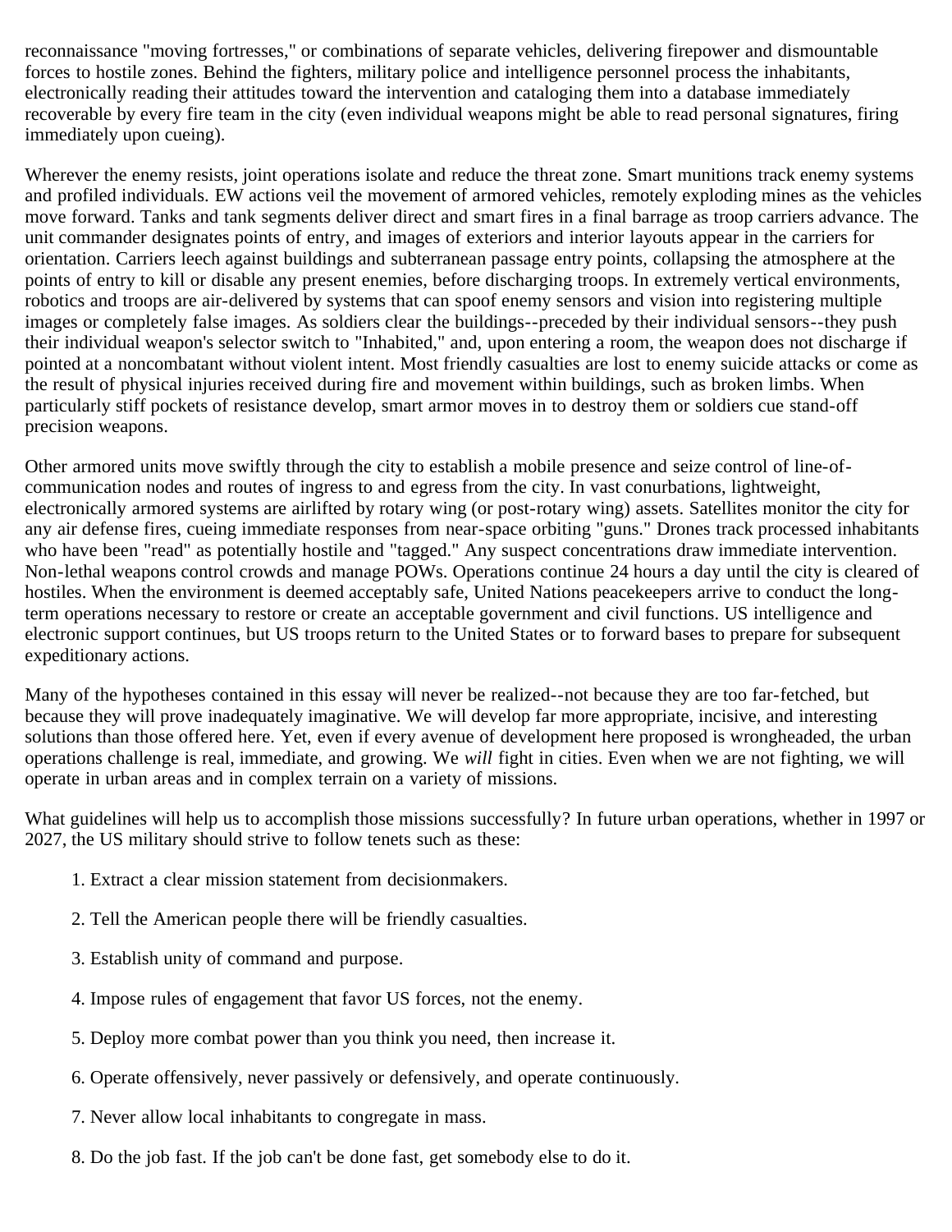reconnaissance "moving fortresses," or combinations of separate vehicles, delivering firepower and dismountable forces to hostile zones. Behind the fighters, military police and intelligence personnel process the inhabitants, electronically reading their attitudes toward the intervention and cataloging them into a database immediately recoverable by every fire team in the city (even individual weapons might be able to read personal signatures, firing immediately upon cueing).

Wherever the enemy resists, joint operations isolate and reduce the threat zone. Smart munitions track enemy systems and profiled individuals. EW actions veil the movement of armored vehicles, remotely exploding mines as the vehicles move forward. Tanks and tank segments deliver direct and smart fires in a final barrage as troop carriers advance. The unit commander designates points of entry, and images of exteriors and interior layouts appear in the carriers for orientation. Carriers leech against buildings and subterranean passage entry points, collapsing the atmosphere at the points of entry to kill or disable any present enemies, before discharging troops. In extremely vertical environments, robotics and troops are air-delivered by systems that can spoof enemy sensors and vision into registering multiple images or completely false images. As soldiers clear the buildings--preceded by their individual sensors--they push their individual weapon's selector switch to "Inhabited," and, upon entering a room, the weapon does not discharge if pointed at a noncombatant without violent intent. Most friendly casualties are lost to enemy suicide attacks or come as the result of physical injuries received during fire and movement within buildings, such as broken limbs. When particularly stiff pockets of resistance develop, smart armor moves in to destroy them or soldiers cue stand-off precision weapons.

Other armored units move swiftly through the city to establish a mobile presence and seize control of line-of-communication nodes and routes of ingress to and egress from the city. In vast conurbations, lightweight, electronically armored systems are airlifted by rotary wing (or post-rotary wing) assets. Satellites monitor the city for any air defense fires, cueing immediate responses from near-space orbiting "guns." Drones track processed inhabitants who have been "read" as potentially hostile and "tagged." Any suspect concentrations draw immediate intervention. Non-lethal weapons control crowds and manage POWs. Operations continue 24 hours a day until the city is cleared of hostiles. When the environment is deemed acceptably safe, United Nations peacekeepers arrive to conduct the long-term operations necessary to restore or create an acceptable government and civil functions. US intelligence and electronic support continues, but US troops return to the United States or to forward bases to prepare for subsequent expeditionary actions.

Many of the hypotheses contained in this essay will never be realized--not because they are too far-fetched, but because they will prove inadequately imaginative. We will develop far more appropriate, incisive, and interesting solutions than those offered here. Yet, even if every avenue of development here proposed is wrongheaded, the urban operations challenge is real, immediate, and growing. We *will* fight in cities. Even when we are not fighting, we will operate in urban areas and in complex terrain on a variety of missions.

What guidelines will help us to accomplish those missions successfully? In future urban operations, whether in 1997 or 2027, the US military should strive to follow tenets such as these:

1. Extract a clear mission statement from decisionmakers.
2. Tell the American people there will be friendly casualties.
3. Establish unity of command and purpose.
4. Impose rules of engagement that favor US forces, not the enemy.
5. Deploy more combat power than you think you need, then increase it.
6. Operate offensively, never passively or defensively, and operate continuously.
7. Never allow local inhabitants to congregate in mass.
8. Do the job fast. If the job can't be done fast, get somebody else to do it.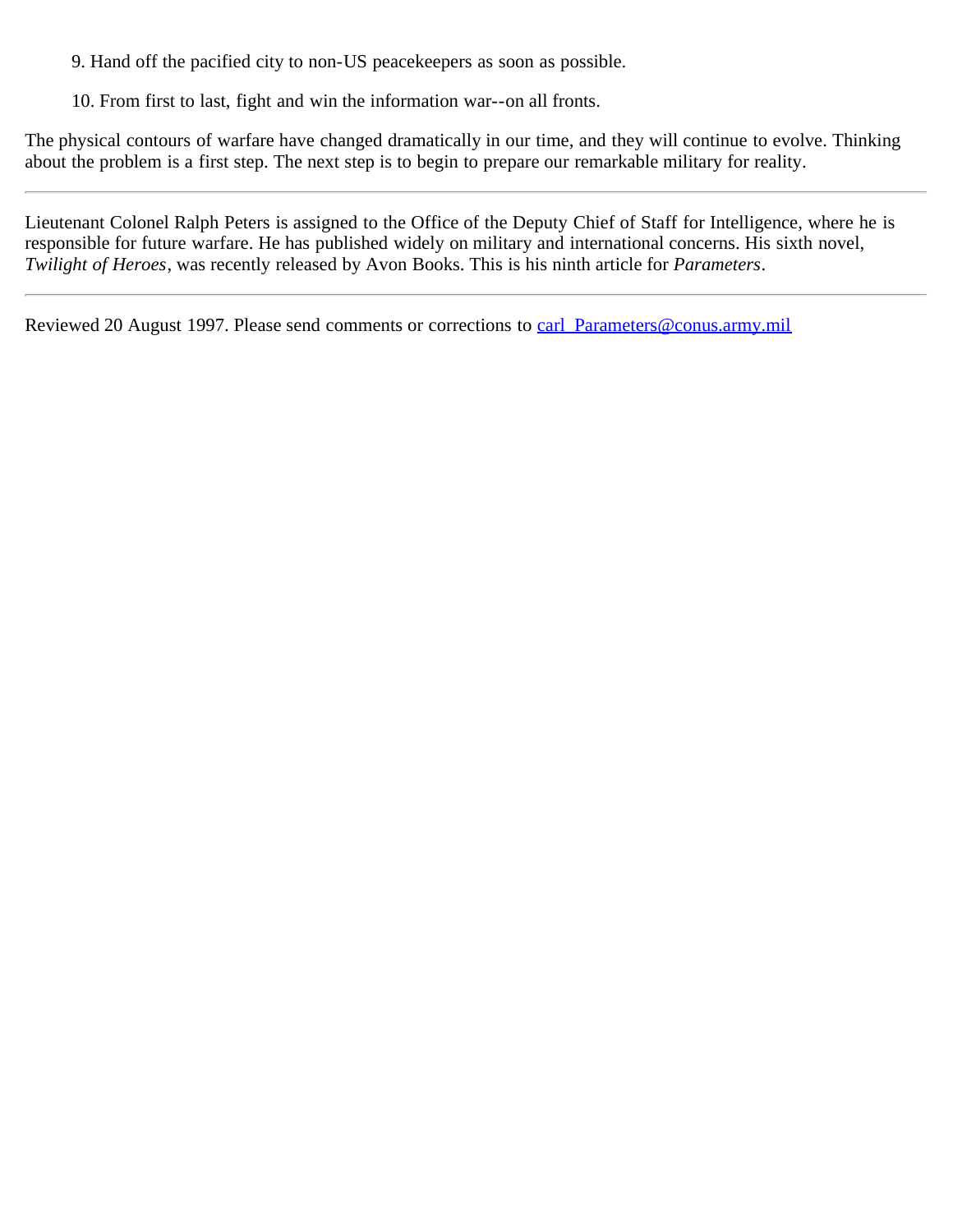9. Hand off the pacified city to non-US peacekeepers as soon as possible.

10. From first to last, fight and win the information war--on all fronts.

The physical contours of warfare have changed dramatically in our time, and they will continue to evolve. Thinking about the problem is a first step. The next step is to begin to prepare our remarkable military for reality.

---

Lieutenant Colonel Ralph Peters is assigned to the Office of the Deputy Chief of Staff for Intelligence, where he is responsible for future warfare. He has published widely on military and international concerns. His sixth novel, *Twilight of Heroes*, was recently released by Avon Books. This is his ninth article for *Parameters*.

---

Reviewed 20 August 1997. Please send comments or corrections to carl_Parameters@conus.army.mil